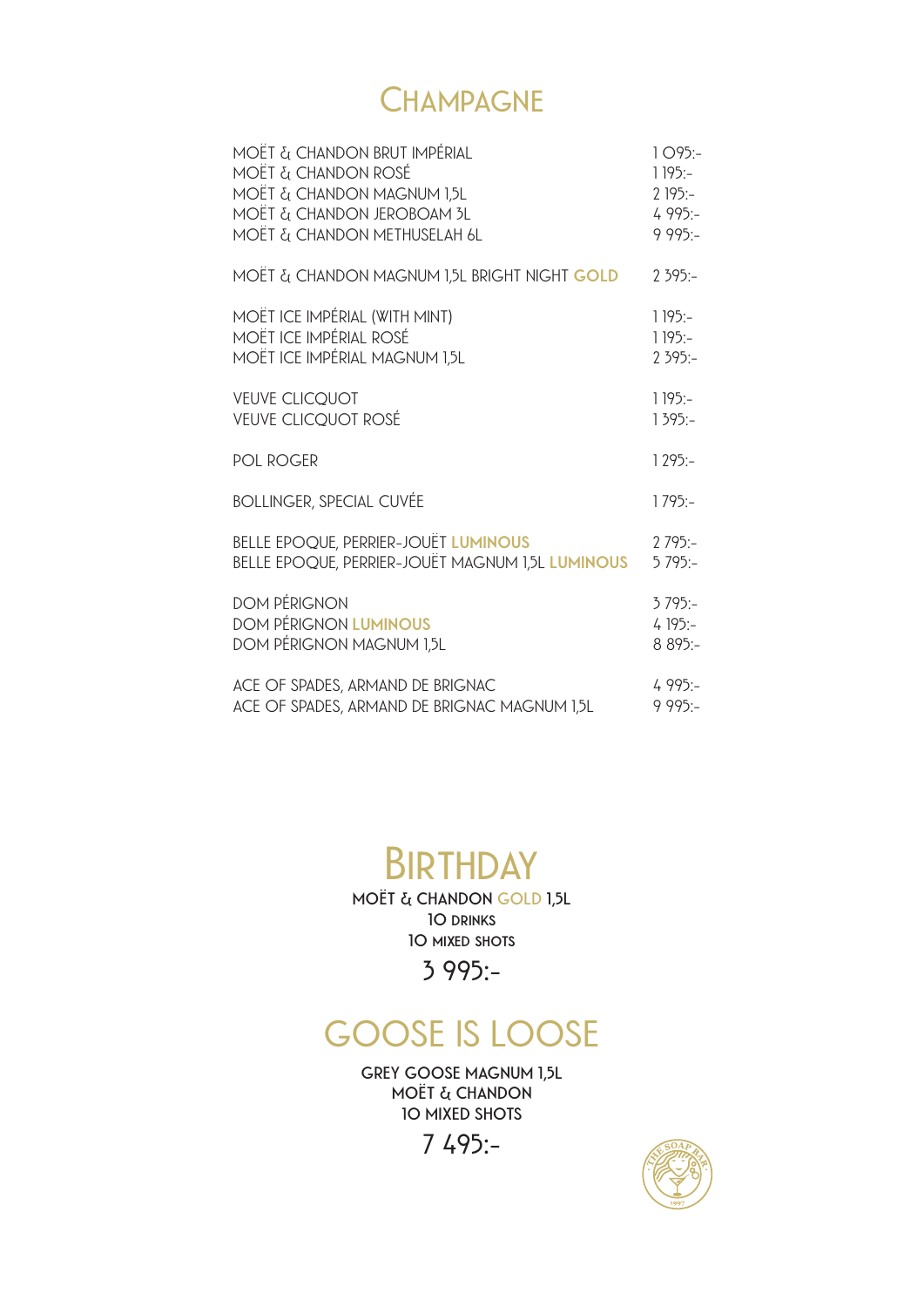# CHAMPAGNE

| | |
|---|---|
| MOËT & CHANDON BRUT IMPÉRIAL | 1 095:- |
| MOËT & CHANDON ROSÉ | 1 195:- |
| MOËT & CHANDON MAGNUM 1,5L | 2 195:- |
| MOËT & CHANDON JEROBOAM 3L | 4 995:- |
| MOËT & CHANDON METHUSELAH 6L | 9 995:- |
| MOËT & CHANDON MAGNUM 1,5L BRIGHT NIGHT **GOLD** | 2 395:- |
| MOËT ICE IMPÉRIAL (WITH MINT) | 1 195:- |
| MOËT ICE IMPÉRIAL ROSÉ | 1 195:- |
| MOËT ICE IMPÉRIAL MAGNUM 1,5L | 2 395:- |
| VEUVE CLICQUOT | 1 195:- |
| VEUVE CLICQUOT ROSÉ | 1 395:- |
| POL ROGER | 1 295:- |
| BOLLINGER, SPECIAL CUVÉE | 1 795:- |
| BELLE EPOQUE, PERRIER-JOUËT **LUMINOUS** | 2 795:- |
| BELLE EPOQUE, PERRIER-JOUËT MAGNUM 1,5L **LUMINOUS** | 5 795:- |
| DOM PÉRIGNON | 3 795:- |
| DOM PÉRIGNON **LUMINOUS** | 4 195:- |
| DOM PÉRIGNON MAGNUM 1,5L | 8 895:- |
| ACE OF SPADES, ARMAND DE BRIGNAC | 4 995:- |
| ACE OF SPADES, ARMAND DE BRIGNAC MAGNUM 1,5L | 9 995:- |

# BIRTHDAY

**MOËT & CHANDON GOLD 1,5L**
**10 DRINKS**
**10 MIXED SHOTS**

3 995:-

# GOOSE IS LOOSE

**GREY GOOSE MAGNUM 1,5L**
**MOËT & CHANDON**
**10 MIXED SHOTS**

7 495:-

THE SOAP BAR 1997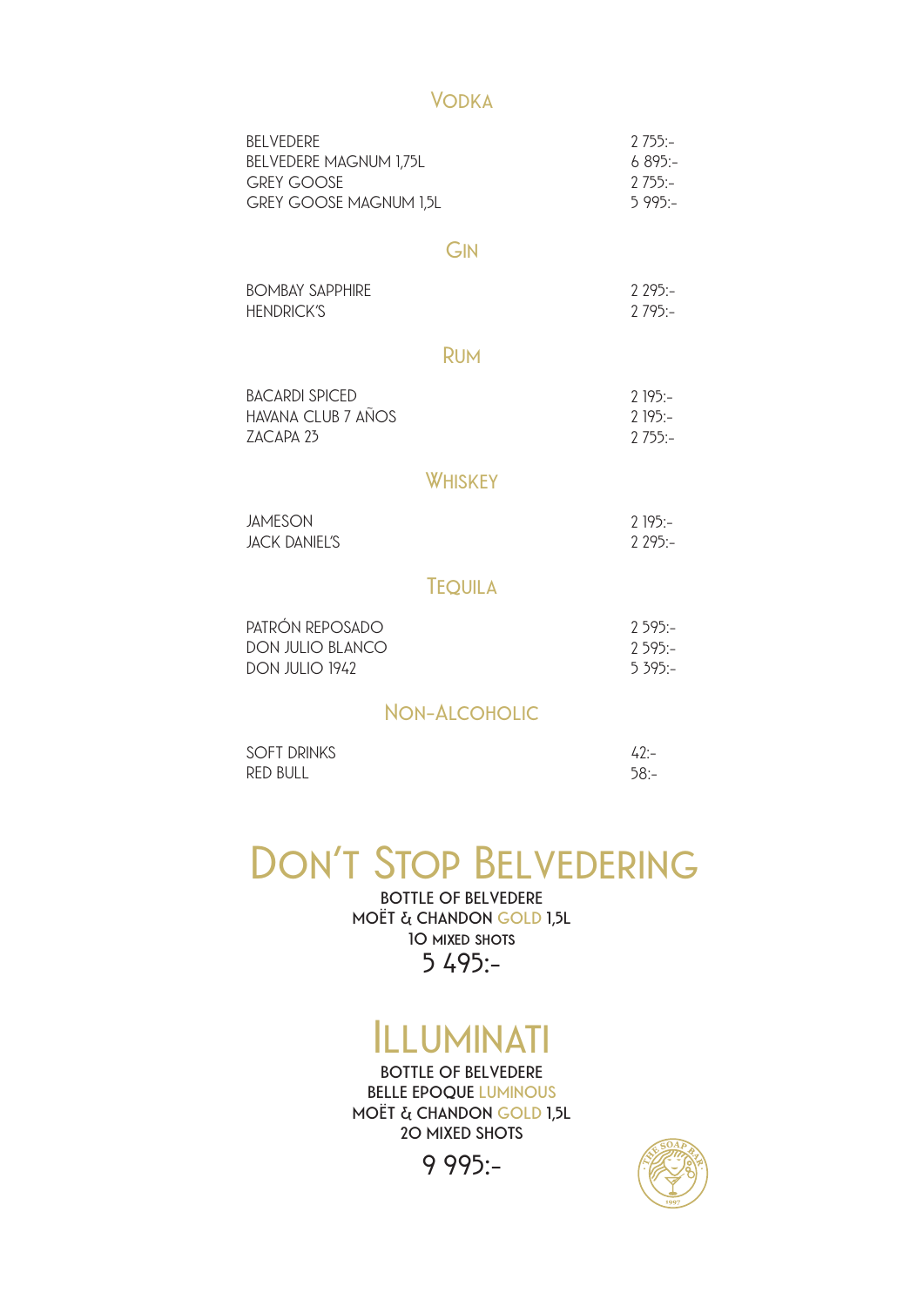## Vodka

| | |
|---|---|
| BELVEDERE | 2 755:- |
| BELVEDERE MAGNUM 1,75L | 6 895:- |
| GREY GOOSE | 2 755:- |
| GREY GOOSE MAGNUM 1,5L | 5 995:- |

## Gin

| | |
|---|---|
| BOMBAY SAPPHIRE | 2 295:- |
| HENDRICK'S | 2 795:- |

## Rum

| | |
|---|---|
| BACARDI SPICED | 2 195:- |
| HAVANA CLUB 7 AÑOS | 2 195:- |
| ZACAPA 23 | 2 755:- |

## Whiskey

| | |
|---|---|
| JAMESON | 2 195:- |
| JACK DANIEL'S | 2 295:- |

## Tequila

| | |
|---|---|
| PATRÓN REPOSADO | 2 595:- |
| DON JULIO BLANCO | 2 595:- |
| DON JULIO 1942 | 5 395:- |

## Non-Alcoholic

| | |
|---|---|
| SOFT DRINKS | 42:- |
| RED BULL | 58:- |

# Don't Stop Belvedering

**BOTTLE OF BELVEDERE**
**MOËT & CHANDON GOLD 1,5L**
**10 MIXED SHOTS**

5 495:-

# Illuminati

**BOTTLE OF BELVEDERE**
**BELLE EPOQUE LUMINOUS**
**MOËT & CHANDON GOLD 1,5L**
**20 MIXED SHOTS**

9 995:-

THE SOAP BAR 1997